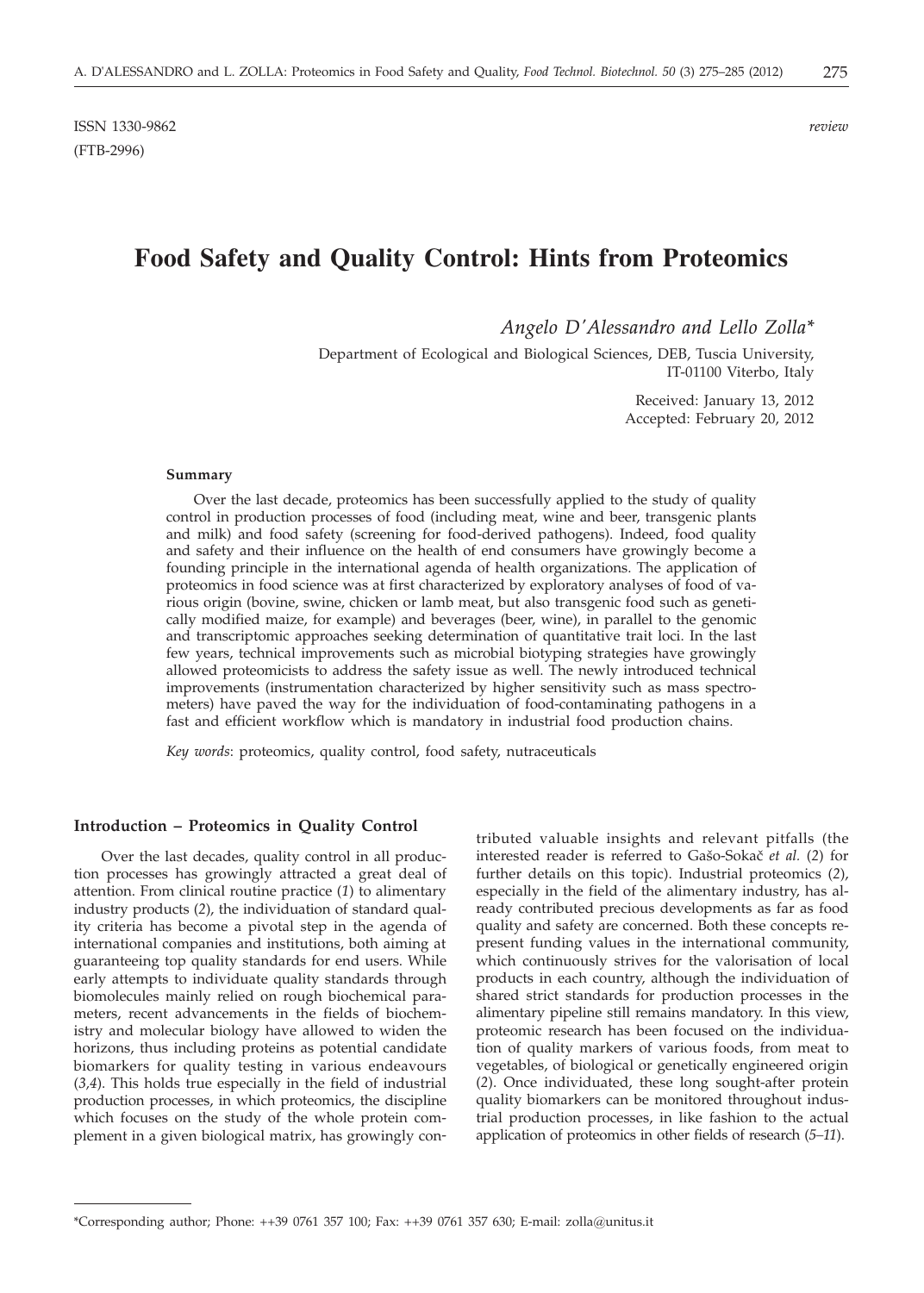ISSN 1330-9862 *review*
(FTB-2996)

# Food Safety and Quality Control: Hints from Proteomics

*Angelo D'Alessandro and Lello Zolla**

Department of Ecological and Biological Sciences, DEB, Tuscia University, IT-01100 Viterbo, Italy

Received: January 13, 2012
Accepted: February 20, 2012

### Summary

Over the last decade, proteomics has been successfully applied to the study of quality control in production processes of food (including meat, wine and beer, transgenic plants and milk) and food safety (screening for food-derived pathogens). Indeed, food quality and safety and their influence on the health of end consumers have growingly become a founding principle in the international agenda of health organizations. The application of proteomics in food science was at first characterized by exploratory analyses of food of various origin (bovine, swine, chicken or lamb meat, but also transgenic food such as genetically modified maize, for example) and beverages (beer, wine), in parallel to the genomic and transcriptomic approaches seeking determination of quantitative trait loci. In the last few years, technical improvements such as microbial biotyping strategies have growingly allowed proteomicists to address the safety issue as well. The newly introduced technical improvements (instrumentation characterized by higher sensitivity such as mass spectrometers) have paved the way for the individuation of food-contaminating pathogens in a fast and efficient workflow which is mandatory in industrial food production chains.

*Key words*: proteomics, quality control, food safety, nutraceuticals

## Introduction – Proteomics in Quality Control

Over the last decades, quality control in all production processes has growingly attracted a great deal of attention. From clinical routine practice (*1*) to alimentary industry products (*2*), the individuation of standard quality criteria has become a pivotal step in the agenda of international companies and institutions, both aiming at guaranteeing top quality standards for end users. While early attempts to individuate quality standards through biomolecules mainly relied on rough biochemical parameters, recent advancements in the fields of biochemistry and molecular biology have allowed to widen the horizons, thus including proteins as potential candidate biomarkers for quality testing in various endeavours (*3,4*). This holds true especially in the field of industrial production processes, in which proteomics, the discipline which focuses on the study of the whole protein complement in a given biological matrix, has growingly contributed valuable insights and relevant pitfalls (the interested reader is referred to Gašo-Sokač *et al.* (*2*) for further details on this topic). Industrial proteomics (*2*), especially in the field of the alimentary industry, has already contributed precious developments as far as food quality and safety are concerned. Both these concepts represent funding values in the international community, which continuously strives for the valorisation of local products in each country, although the individuation of shared strict standards for production processes in the alimentary pipeline still remains mandatory. In this view, proteomic research has been focused on the individuation of quality markers of various foods, from meat to vegetables, of biological or genetically engineered origin (*2*). Once individuated, these long sought-after protein quality biomarkers can be monitored throughout industrial production processes, in like fashion to the actual application of proteomics in other fields of research (*5–11*).

---

*Corresponding author; Phone: ++39 0761 357 100; Fax: ++39 0761 357 630; E-mail: zolla@unitus.it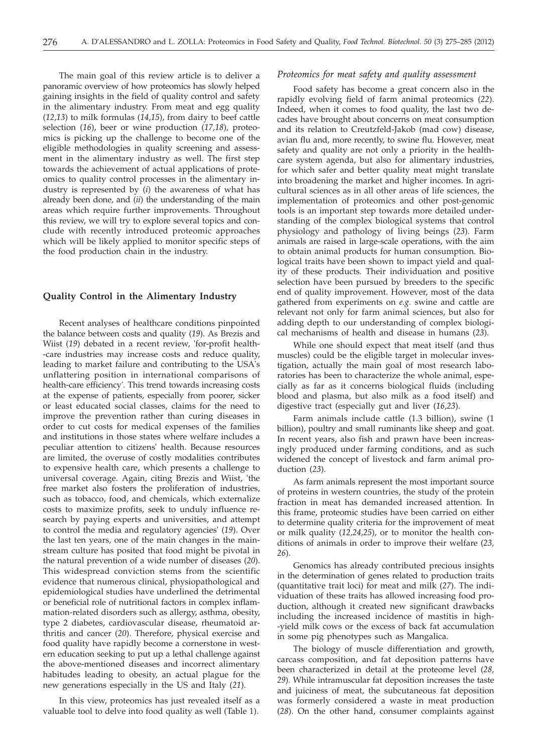The main goal of this review article is to deliver a panoramic overview of how proteomics has slowly helped gaining insights in the field of quality control and safety in the alimentary industry. From meat and egg quality (*12,13*) to milk formulas (*14,15*), from dairy to beef cattle selection (*16*), beer or wine production (*17,18*), proteomics is picking up the challenge to become one of the eligible methodologies in quality screening and assessment in the alimentary industry as well. The first step towards the achievement of actual applications of proteomics to quality control processes in the alimentary industry is represented by (*i*) the awareness of what has already been done, and (*ii*) the understanding of the main areas which require further improvements. Throughout this review, we will try to explore several topics and conclude with recently introduced proteomic approaches which will be likely applied to monitor specific steps of the food production chain in the industry.

## Quality Control in the Alimentary Industry

Recent analyses of healthcare conditions pinpointed the balance between costs and quality (*19*). As Brezis and Wiist (*19*) debated in a recent review, 'for-profit health-care industries may increase costs and reduce quality, leading to market failure and contributing to the USA's unflattering position in international comparisons of health-care efficiency'. This trend towards increasing costs at the expense of patients, especially from poorer, sicker or least educated social classes, claims for the need to improve the prevention rather than curing diseases in order to cut costs for medical expenses of the families and institutions in those states where welfare includes a peculiar attention to citizens' health. Because resources are limited, the overuse of costly modalities contributes to expensive health care, which presents a challenge to universal coverage. Again, citing Brezis and Wiist, 'the free market also fosters the proliferation of industries, such as tobacco, food, and chemicals, which externalize costs to maximize profits, seek to unduly influence research by paying experts and universities, and attempt to control the media and regulatory agencies' (*19*). Over the last ten years, one of the main changes in the mainstream culture has posited that food might be pivotal in the natural prevention of a wide number of diseases (*20*). This widespread conviction stems from the scientific evidence that numerous clinical, physiopathological and epidemiological studies have underlined the detrimental or beneficial role of nutritional factors in complex inflammation-related disorders such as allergy, asthma, obesity, type 2 diabetes, cardiovascular disease, rheumatoid arthritis and cancer (*20*). Therefore, physical exercise and food quality have rapidly become a cornerstone in western education seeking to put up a lethal challenge against the above-mentioned diseases and incorrect alimentary habitudes leading to obesity, an actual plague for the new generations especially in the US and Italy (*21*).

In this view, proteomics has just revealed itself as a valuable tool to delve into food quality as well (Table 1).

### *Proteomics for meat safety and quality assessment*

Food safety has become a great concern also in the rapidly evolving field of farm animal proteomics (*22*). Indeed, when it comes to food quality, the last two decades have brought about concerns on meat consumption and its relation to Creutzfeld-Jakob (mad cow) disease, avian flu and, more recently, to swine flu. However, meat safety and quality are not only a priority in the healthcare system agenda, but also for alimentary industries, for which safer and better quality meat might translate into broadening the market and higher incomes. In agricultural sciences as in all other areas of life sciences, the implementation of proteomics and other post-genomic tools is an important step towards more detailed understanding of the complex biological systems that control physiology and pathology of living beings (*23*). Farm animals are raised in large-scale operations, with the aim to obtain animal products for human consumption. Biological traits have been shown to impact yield and quality of these products. Their individuation and positive selection have been pursued by breeders to the specific end of quality improvement. However, most of the data gathered from experiments on *e.g.* swine and cattle are relevant not only for farm animal sciences, but also for adding depth to our understanding of complex biological mechanisms of health and disease in humans (*23*).

While one should expect that meat itself (and thus muscles) could be the eligible target in molecular investigation, actually the main goal of most research laboratories has been to characterize the whole animal, especially as far as it concerns biological fluids (including blood and plasma, but also milk as a food itself) and digestive tract (especially gut and liver (*16,23*).

Farm animals include cattle (1.3 billion), swine (1 billion), poultry and small ruminants like sheep and goat. In recent years, also fish and prawn have been increasingly produced under farming conditions, and as such widened the concept of livestock and farm animal production (*23*).

As farm animals represent the most important source of proteins in western countries, the study of the protein fraction in meat has demanded increased attention. In this frame, proteomic studies have been carried on either to determine quality criteria for the improvement of meat or milk quality (*12,24,25*), or to monitor the health conditions of animals in order to improve their welfare (*23, 26*).

Genomics has already contributed precious insights in the determination of genes related to production traits (quantitative trait loci) for meat and milk (*27*). The individuation of these traits has allowed increasing food production, although it created new significant drawbacks including the increased incidence of mastitis in high-yield milk cows or the excess of back fat accumulation in some pig phenotypes such as Mangalica.

The biology of muscle differentiation and growth, carcass composition, and fat deposition patterns have been characterized in detail at the proteome level (*28, 29*). While intramuscular fat deposition increases the taste and juiciness of meat, the subcutaneous fat deposition was formerly considered a waste in meat production (*28*). On the other hand, consumer complaints against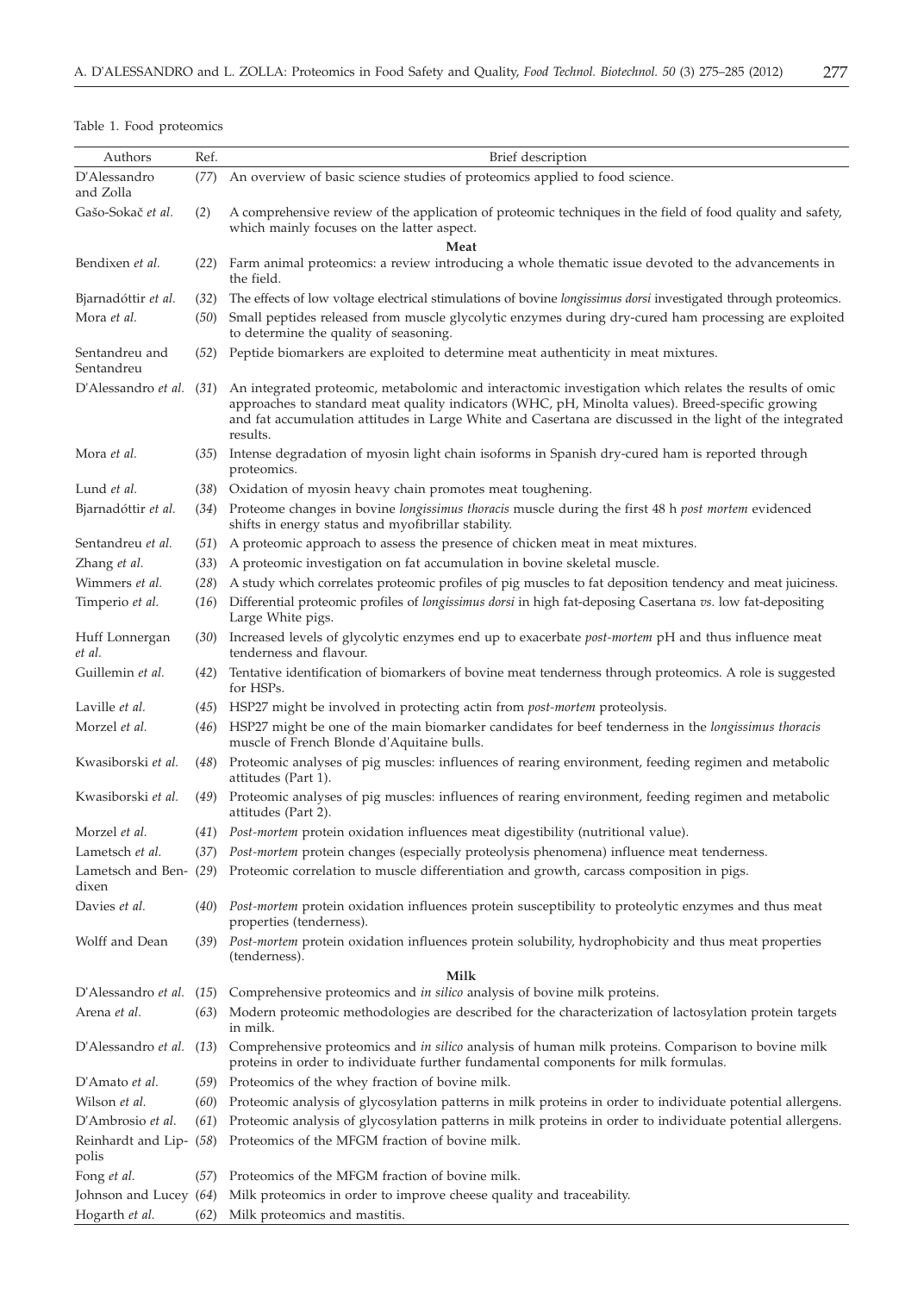Table 1. Food proteomics

| Authors | Ref. | Brief description |
|---|---|---|
| D'Alessandro and Zolla | (77) | An overview of basic science studies of proteomics applied to food science. |
| Gašo-Sokač *et al.* | (2) | A comprehensive review of the application of proteomic techniques in the field of food quality and safety, which mainly focuses on the latter aspect. |
| | | **Meat** |
| Bendixen *et al.* | (22) | Farm animal proteomics: a review introducing a whole thematic issue devoted to the advancements in the field. |
| Bjarnadóttir *et al.* | (32) | The effects of low voltage electrical stimulations of bovine *longissimus dorsi* investigated through proteomics. |
| Mora *et al.* | (50) | Small peptides released from muscle glycolytic enzymes during dry-cured ham processing are exploited to determine the quality of seasoning. |
| Sentandreu and Sentandreu | (52) | Peptide biomarkers are exploited to determine meat authenticity in meat mixtures. |
| D'Alessandro *et al.* | (31) | An integrated proteomic, metabolomic and interactomic investigation which relates the results of omic approaches to standard meat quality indicators (WHC, pH, Minolta values). Breed-specific growing and fat accumulation attitudes in Large White and Casertana are discussed in the light of the integrated results. |
| Mora *et al.* | (35) | Intense degradation of myosin light chain isoforms in Spanish dry-cured ham is reported through proteomics. |
| Lund *et al.* | (38) | Oxidation of myosin heavy chain promotes meat toughening. |
| Bjarnadóttir *et al.* | (34) | Proteome changes in bovine *longissimus thoracis* muscle during the first 48 h *post mortem* evidenced shifts in energy status and myofibrillar stability. |
| Sentandreu *et al.* | (51) | A proteomic approach to assess the presence of chicken meat in meat mixtures. |
| Zhang *et al.* | (33) | A proteomic investigation on fat accumulation in bovine skeletal muscle. |
| Wimmers *et al.* | (28) | A study which correlates proteomic profiles of pig muscles to fat deposition tendency and meat juiciness. |
| Timperio *et al.* | (16) | Differential proteomic profiles of *longissimus dorsi* in high fat-deposing Casertana *vs.* low fat-depositing Large White pigs. |
| Huff Lonnergan *et al.* | (30) | Increased levels of glycolytic enzymes end up to exacerbate *post-mortem* pH and thus influence meat tenderness and flavour. |
| Guillemin *et al.* | (42) | Tentative identification of biomarkers of bovine meat tenderness through proteomics. A role is suggested for HSPs. |
| Laville *et al.* | (45) | HSP27 might be involved in protecting actin from *post-mortem* proteolysis. |
| Morzel *et al.* | (46) | HSP27 might be one of the main biomarker candidates for beef tenderness in the *longissimus thoracis* muscle of French Blonde d'Aquitaine bulls. |
| Kwasiborski *et al.* | (48) | Proteomic analyses of pig muscles: influences of rearing environment, feeding regimen and metabolic attitudes (Part 1). |
| Kwasiborski *et al.* | (49) | Proteomic analyses of pig muscles: influences of rearing environment, feeding regimen and metabolic attitudes (Part 2). |
| Morzel *et al.* | (41) | *Post-mortem* protein oxidation influences meat digestibility (nutritional value). |
| Lametsch *et al.* | (37) | *Post-mortem* protein changes (especially proteolysis phenomena) influence meat tenderness. |
| Lametsch and Bendixen | (29) | Proteomic correlation to muscle differentiation and growth, carcass composition in pigs. |
| Davies *et al.* | (40) | *Post-mortem* protein oxidation influences protein susceptibility to proteolytic enzymes and thus meat properties (tenderness). |
| Wolff and Dean | (39) | *Post-mortem* protein oxidation influences protein solubility, hydrophobicity and thus meat properties (tenderness). |
| | | **Milk** |
| D'Alessandro *et al.* | (15) | Comprehensive proteomics and *in silico* analysis of bovine milk proteins. |
| Arena *et al.* | (63) | Modern proteomic methodologies are described for the characterization of lactosylation protein targets in milk. |
| D'Alessandro *et al.* | (13) | Comprehensive proteomics and *in silico* analysis of human milk proteins. Comparison to bovine milk proteins in order to individuate further fundamental components for milk formulas. |
| D'Amato *et al.* | (59) | Proteomics of the whey fraction of bovine milk. |
| Wilson *et al.* | (60) | Proteomic analysis of glycosylation patterns in milk proteins in order to individuate potential allergens. |
| D'Ambrosio *et al.* | (61) | Proteomic analysis of glycosylation patterns in milk proteins in order to individuate potential allergens. |
| Reinhardt and Lippolis | (58) | Proteomics of the MFGM fraction of bovine milk. |
| Fong *et al.* | (57) | Proteomics of the MFGM fraction of bovine milk. |
| Johnson and Lucey | (64) | Milk proteomics in order to improve cheese quality and traceability. |
| Hogarth *et al.* | (62) | Milk proteomics and mastitis. |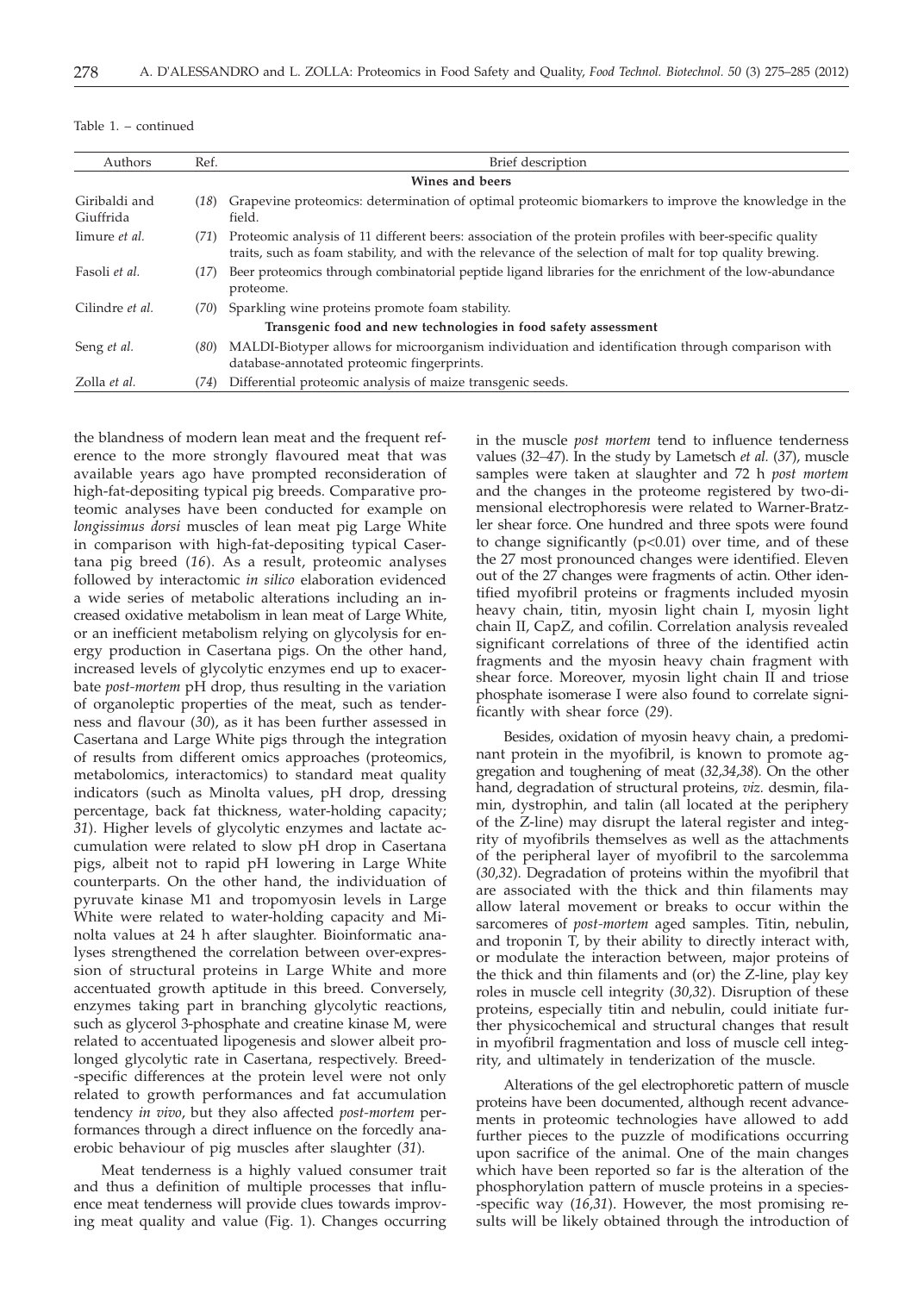Table 1. – continued

| Authors | Ref. | Brief description |
|---|---|---|
| | | **Wines and beers** |
| Giribaldi and Giuffrida | (*18*) | Grapevine proteomics: determination of optimal proteomic biomarkers to improve the knowledge in the field. |
| Iimure *et al.* | (*71*) | Proteomic analysis of 11 different beers: association of the protein profiles with beer-specific quality traits, such as foam stability, and with the relevance of the selection of malt for top quality brewing. |
| Fasoli *et al.* | (*17*) | Beer proteomics through combinatorial peptide ligand libraries for the enrichment of the low-abundance proteome. |
| Cilindre *et al.* | (*70*) | Sparkling wine proteins promote foam stability. |
| | | **Transgenic food and new technologies in food safety assessment** |
| Seng *et al.* | (*80*) | MALDI-Biotyper allows for microorganism individuation and identification through comparison with database-annotated proteomic fingerprints. |
| Zolla *et al.* | (*74*) | Differential proteomic analysis of maize transgenic seeds. |

the blandness of modern lean meat and the frequent reference to the more strongly flavoured meat that was available years ago have prompted reconsideration of high-fat-depositing typical pig breeds. Comparative proteomic analyses have been conducted for example on *longissimus dorsi* muscles of lean meat pig Large White in comparison with high-fat-depositing typical Casertana pig breed (*16*). As a result, proteomic analyses followed by interactomic *in silico* elaboration evidenced a wide series of metabolic alterations including an increased oxidative metabolism in lean meat of Large White, or an inefficient metabolism relying on glycolysis for energy production in Casertana pigs. On the other hand, increased levels of glycolytic enzymes end up to exacerbate *post-mortem* pH drop, thus resulting in the variation of organoleptic properties of the meat, such as tenderness and flavour (*30*), as it has been further assessed in Casertana and Large White pigs through the integration of results from different omics approaches (proteomics, metabolomics, interactomics) to standard meat quality indicators (such as Minolta values, pH drop, dressing percentage, back fat thickness, water-holding capacity; *31*). Higher levels of glycolytic enzymes and lactate accumulation were related to slow pH drop in Casertana pigs, albeit not to rapid pH lowering in Large White counterparts. On the other hand, the individuation of pyruvate kinase M1 and tropomyosin levels in Large White were related to water-holding capacity and Minolta values at 24 h after slaughter. Bioinformatic analyses strengthened the correlation between over-expression of structural proteins in Large White and more accentuated growth aptitude in this breed. Conversely, enzymes taking part in branching glycolytic reactions, such as glycerol 3-phosphate and creatine kinase M, were related to accentuated lipogenesis and slower albeit prolonged glycolytic rate in Casertana, respectively. Breed-specific differences at the protein level were not only related to growth performances and fat accumulation tendency *in vivo*, but they also affected *post-mortem* performances through a direct influence on the forcedly anaerobic behaviour of pig muscles after slaughter (*31*).

Meat tenderness is a highly valued consumer trait and thus a definition of multiple processes that influence meat tenderness will provide clues towards improving meat quality and value (Fig. 1). Changes occurring in the muscle *post mortem* tend to influence tenderness values (*32–47*). In the study by Lametsch *et al.* (*37*), muscle samples were taken at slaughter and 72 h *post mortem* and the changes in the proteome registered by two-dimensional electrophoresis were related to Warner-Bratzler shear force. One hundred and three spots were found to change significantly ($p<0.01$) over time, and of these the 27 most pronounced changes were identified. Eleven out of the 27 changes were fragments of actin. Other identified myofibril proteins or fragments included myosin heavy chain, titin, myosin light chain I, myosin light chain II, CapZ, and cofilin. Correlation analysis revealed significant correlations of three of the identified actin fragments and the myosin heavy chain fragment with shear force. Moreover, myosin light chain II and triose phosphate isomerase I were also found to correlate significantly with shear force (*29*).

Besides, oxidation of myosin heavy chain, a predominant protein in the myofibril, is known to promote aggregation and toughening of meat (*32,34,38*). On the other hand, degradation of structural proteins, *viz.* desmin, filamin, dystrophin, and talin (all located at the periphery of the Z-line) may disrupt the lateral register and integrity of myofibrils themselves as well as the attachments of the peripheral layer of myofibril to the sarcolemma (*30,32*). Degradation of proteins within the myofibril that are associated with the thick and thin filaments may allow lateral movement or breaks to occur within the sarcomeres of *post-mortem* aged samples. Titin, nebulin, and troponin T, by their ability to directly interact with, or modulate the interaction between, major proteins of the thick and thin filaments and (or) the Z-line, play key roles in muscle cell integrity (*30,32*). Disruption of these proteins, especially titin and nebulin, could initiate further physicochemical and structural changes that result in myofibril fragmentation and loss of muscle cell integrity, and ultimately in tenderization of the muscle.

Alterations of the gel electrophoretic pattern of muscle proteins have been documented, although recent advancements in proteomic technologies have allowed to add further pieces to the puzzle of modifications occurring upon sacrifice of the animal. One of the main changes which have been reported so far is the alteration of the phosphorylation pattern of muscle proteins in a species-specific way (*16,31*). However, the most promising results will be likely obtained through the introduction of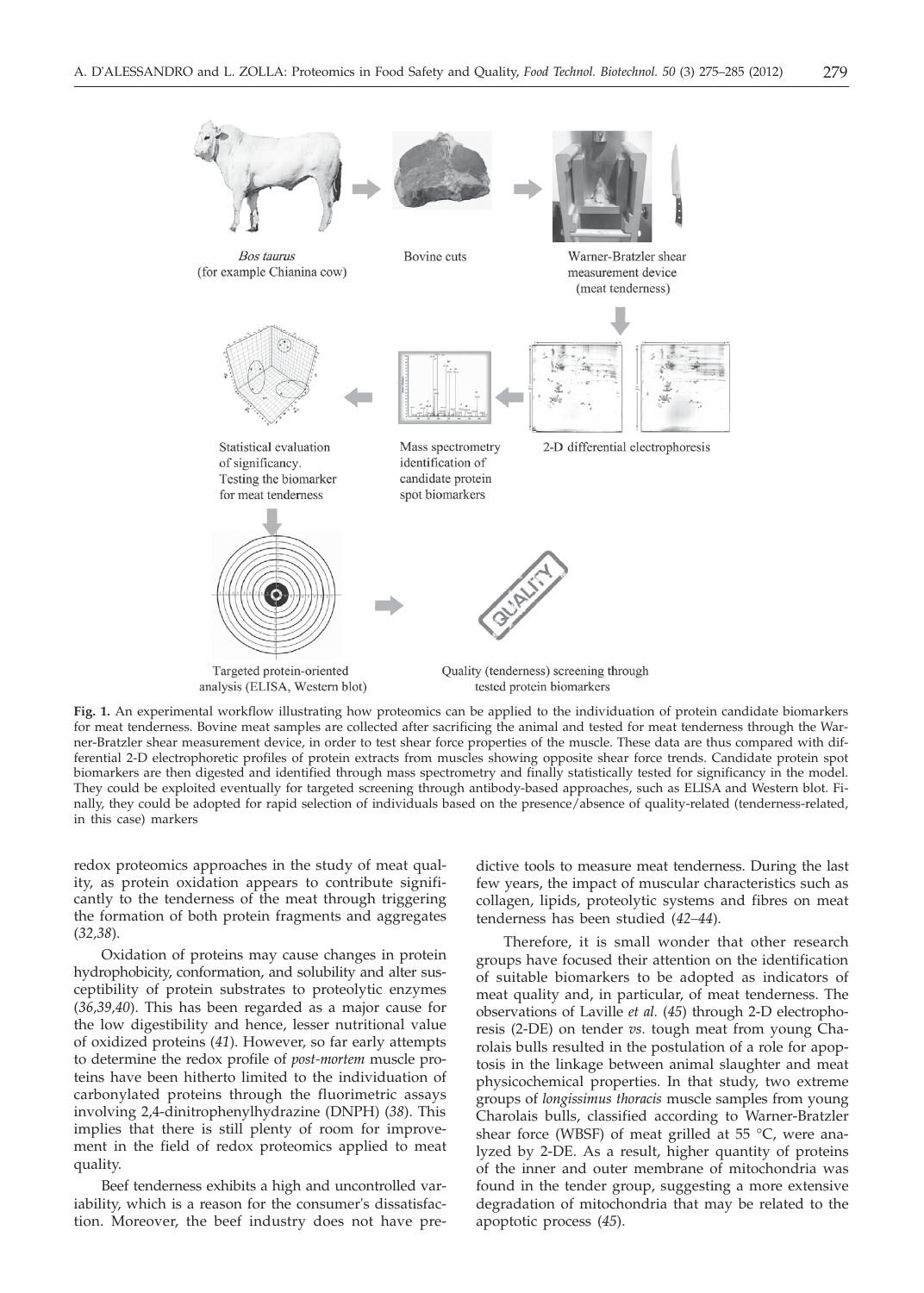Bos taurus (for example Chianina cow)

Bovine cuts

Warner-Bratzler shear measurement device (meat tenderness)

2-D differential electrophoresis

Mass spectrometry identification of candidate protein spot biomarkers

Statistical evaluation of significancy. Testing the biomarker for meat tenderness

Targeted protein-oriented analysis (ELISA, Western blot)

Quality (tenderness) screening through tested protein biomarkers

**Fig. 1.** An experimental workflow illustrating how proteomics can be applied to the individuation of protein candidate biomarkers for meat tenderness. Bovine meat samples are collected after sacrificing the animal and tested for meat tenderness through the Warner-Bratzler shear measurement device, in order to test shear force properties of the muscle. These data are thus compared with differential 2-D electrophoretic profiles of protein extracts from muscles showing opposite shear force trends. Candidate protein spot biomarkers are then digested and identified through mass spectrometry and finally statistically tested for significancy in the model. They could be exploited eventually for targeted screening through antibody-based approaches, such as ELISA and Western blot. Finally, they could be adopted for rapid selection of individuals based on the presence/absence of quality-related (tenderness-related, in this case) markers

redox proteomics approaches in the study of meat quality, as protein oxidation appears to contribute significantly to the tenderness of the meat through triggering the formation of both protein fragments and aggregates (*32,38*).

Oxidation of proteins may cause changes in protein hydrophobicity, conformation, and solubility and alter susceptibility of protein substrates to proteolytic enzymes (*36,39,40*). This has been regarded as a major cause for the low digestibility and hence, lesser nutritional value of oxidized proteins (*41*). However, so far early attempts to determine the redox profile of *post-mortem* muscle proteins have been hitherto limited to the individuation of carbonylated proteins through the fluorimetric assays involving 2,4-dinitrophenylhydrazine (DNPH) (*38*). This implies that there is still plenty of room for improvement in the field of redox proteomics applied to meat quality.

Beef tenderness exhibits a high and uncontrolled variability, which is a reason for the consumer's dissatisfaction. Moreover, the beef industry does not have predictive tools to measure meat tenderness. During the last few years, the impact of muscular characteristics such as collagen, lipids, proteolytic systems and fibres on meat tenderness has been studied (*42–44*).

Therefore, it is small wonder that other research groups have focused their attention on the identification of suitable biomarkers to be adopted as indicators of meat quality and, in particular, of meat tenderness. The observations of Laville *et al.* (*45*) through 2-D electrophoresis (2-DE) on tender *vs.* tough meat from young Charolais bulls resulted in the postulation of a role for apoptosis in the linkage between animal slaughter and meat physicochemical properties. In that study, two extreme groups of *longissimus thoracis* muscle samples from young Charolais bulls, classified according to Warner-Bratzler shear force (WBSF) of meat grilled at 55 °C, were analyzed by 2-DE. As a result, higher quantity of proteins of the inner and outer membrane of mitochondria was found in the tender group, suggesting a more extensive degradation of mitochondria that may be related to the apoptotic process (*45*).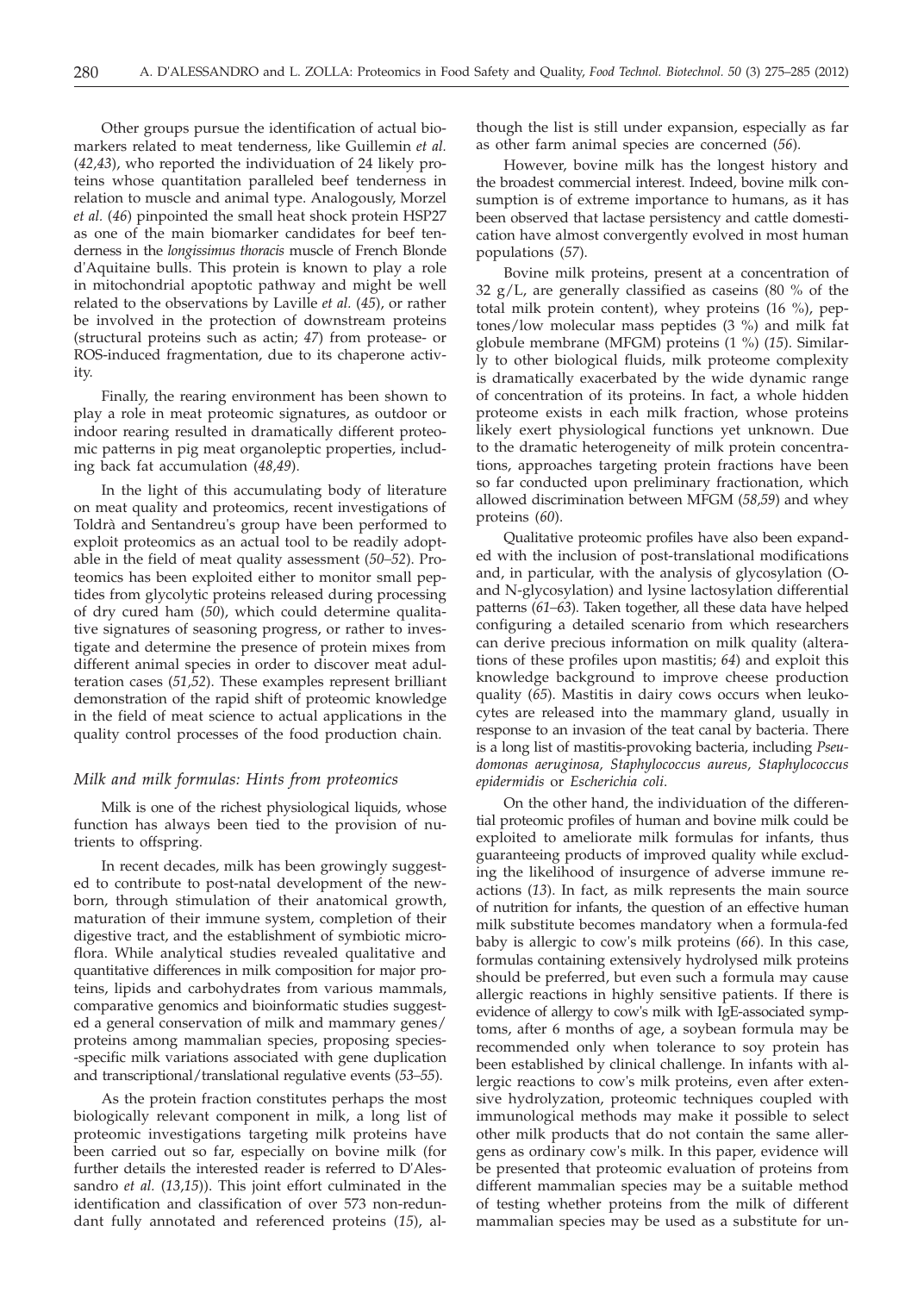Other groups pursue the identification of actual biomarkers related to meat tenderness, like Guillemin *et al.* (*42,43*), who reported the individuation of 24 likely proteins whose quantitation paralleled beef tenderness in relation to muscle and animal type. Analogously, Morzel *et al.* (*46*) pinpointed the small heat shock protein HSP27 as one of the main biomarker candidates for beef tenderness in the *longissimus thoracis* muscle of French Blonde d'Aquitaine bulls. This protein is known to play a role in mitochondrial apoptotic pathway and might be well related to the observations by Laville *et al.* (*45*), or rather be involved in the protection of downstream proteins (structural proteins such as actin; *47*) from protease- or ROS-induced fragmentation, due to its chaperone activity.

Finally, the rearing environment has been shown to play a role in meat proteomic signatures, as outdoor or indoor rearing resulted in dramatically different proteomic patterns in pig meat organoleptic properties, including back fat accumulation (*48,49*).

In the light of this accumulating body of literature on meat quality and proteomics, recent investigations of Toldrà and Sentandreu's group have been performed to exploit proteomics as an actual tool to be readily adoptable in the field of meat quality assessment (*50–52*). Proteomics has been exploited either to monitor small peptides from glycolytic proteins released during processing of dry cured ham (*50*), which could determine qualitative signatures of seasoning progress, or rather to investigate and determine the presence of protein mixes from different animal species in order to discover meat adulteration cases (*51,52*). These examples represent brilliant demonstration of the rapid shift of proteomic knowledge in the field of meat science to actual applications in the quality control processes of the food production chain.

### *Milk and milk formulas: Hints from proteomics*

Milk is one of the richest physiological liquids, whose function has always been tied to the provision of nutrients to offspring.

In recent decades, milk has been growingly suggested to contribute to post-natal development of the newborn, through stimulation of their anatomical growth, maturation of their immune system, completion of their digestive tract, and the establishment of symbiotic microflora. While analytical studies revealed qualitative and quantitative differences in milk composition for major proteins, lipids and carbohydrates from various mammals, comparative genomics and bioinformatic studies suggested a general conservation of milk and mammary genes/proteins among mammalian species, proposing species-specific milk variations associated with gene duplication and transcriptional/translational regulative events (*53–55*).

As the protein fraction constitutes perhaps the most biologically relevant component in milk, a long list of proteomic investigations targeting milk proteins have been carried out so far, especially on bovine milk (for further details the interested reader is referred to D'Alessandro *et al.* (*13,15*)). This joint effort culminated in the identification and classification of over 573 non-redundant fully annotated and referenced proteins (*15*), although the list is still under expansion, especially as far as other farm animal species are concerned (*56*).

However, bovine milk has the longest history and the broadest commercial interest. Indeed, bovine milk consumption is of extreme importance to humans, as it has been observed that lactase persistency and cattle domestication have almost convergently evolved in most human populations (*57*).

Bovine milk proteins, present at a concentration of 32 g/L, are generally classified as caseins (80 % of the total milk protein content), whey proteins (16 %), peptones/low molecular mass peptides (3 %) and milk fat globule membrane (MFGM) proteins (1 %) (*15*). Similarly to other biological fluids, milk proteome complexity is dramatically exacerbated by the wide dynamic range of concentration of its proteins. In fact, a whole hidden proteome exists in each milk fraction, whose proteins likely exert physiological functions yet unknown. Due to the dramatic heterogeneity of milk protein concentrations, approaches targeting protein fractions have been so far conducted upon preliminary fractionation, which allowed discrimination between MFGM (*58,59*) and whey proteins (*60*).

Qualitative proteomic profiles have also been expanded with the inclusion of post-translational modifications and, in particular, with the analysis of glycosylation (O- and N-glycosylation) and lysine lactosylation differential patterns (*61–63*). Taken together, all these data have helped configuring a detailed scenario from which researchers can derive precious information on milk quality (alterations of these profiles upon mastitis; *64*) and exploit this knowledge background to improve cheese production quality (*65*). Mastitis in dairy cows occurs when leukocytes are released into the mammary gland, usually in response to an invasion of the teat canal by bacteria. There is a long list of mastitis-provoking bacteria, including *Pseudomonas aeruginosa, Staphylococcus aureus, Staphylococcus epidermidis* or *Escherichia coli*.

On the other hand, the individuation of the differential proteomic profiles of human and bovine milk could be exploited to ameliorate milk formulas for infants, thus guaranteeing products of improved quality while excluding the likelihood of insurgence of adverse immune reactions (*13*). In fact, as milk represents the main source of nutrition for infants, the question of an effective human milk substitute becomes mandatory when a formula-fed baby is allergic to cow's milk proteins (*66*). In this case, formulas containing extensively hydrolysed milk proteins should be preferred, but even such a formula may cause allergic reactions in highly sensitive patients. If there is evidence of allergy to cow's milk with IgE-associated symptoms, after 6 months of age, a soybean formula may be recommended only when tolerance to soy protein has been established by clinical challenge. In infants with allergic reactions to cow's milk proteins, even after extensive hydrolyzation, proteomic techniques coupled with immunological methods may make it possible to select other milk products that do not contain the same allergens as ordinary cow's milk. In this paper, evidence will be presented that proteomic evaluation of proteins from different mammalian species may be a suitable method of testing whether proteins from the milk of different mammalian species may be used as a substitute for un-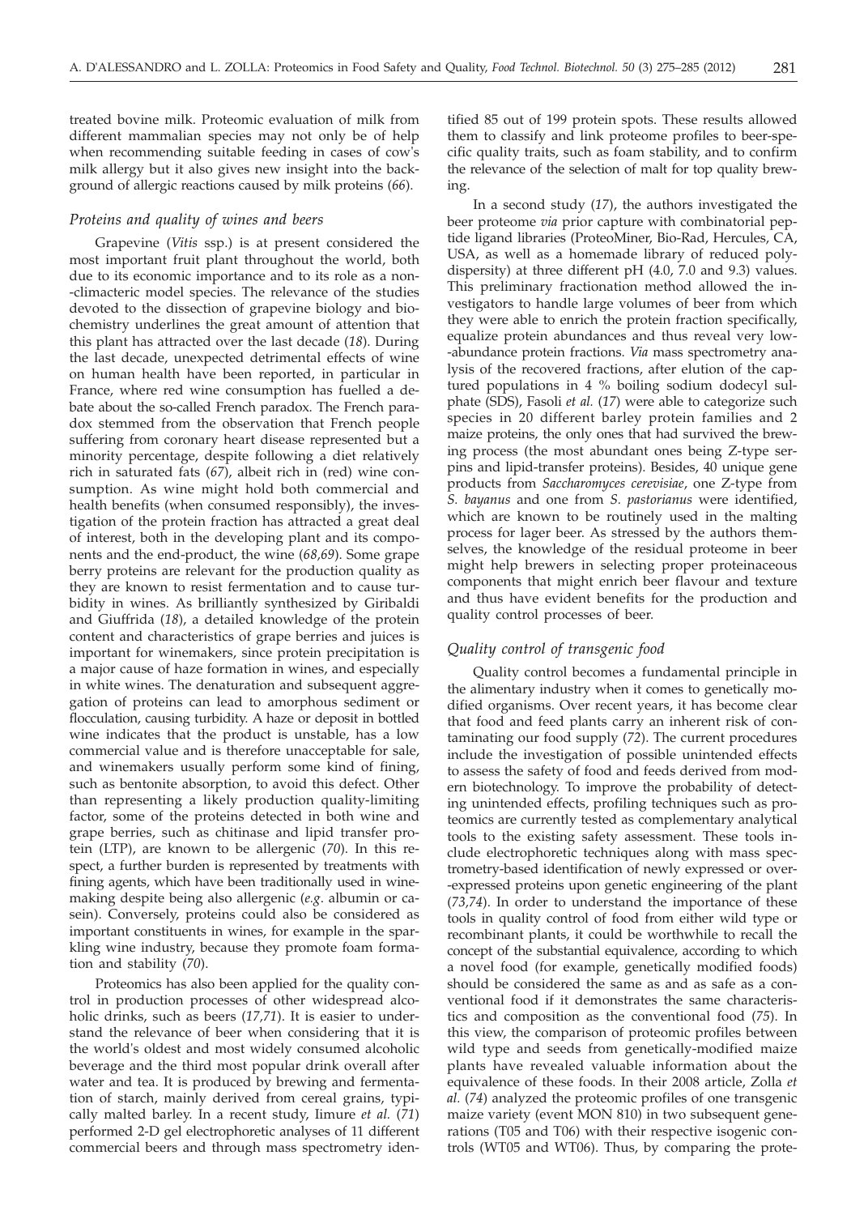treated bovine milk. Proteomic evaluation of milk from different mammalian species may not only be of help when recommending suitable feeding in cases of cow's milk allergy but it also gives new insight into the background of allergic reactions caused by milk proteins (*66*).

### *Proteins and quality of wines and beers*

Grapevine (*Vitis* ssp.) is at present considered the most important fruit plant throughout the world, both due to its economic importance and to its role as a non-climacteric model species. The relevance of the studies devoted to the dissection of grapevine biology and biochemistry underlines the great amount of attention that this plant has attracted over the last decade (*18*). During the last decade, unexpected detrimental effects of wine on human health have been reported, in particular in France, where red wine consumption has fuelled a debate about the so-called French paradox. The French paradox stemmed from the observation that French people suffering from coronary heart disease represented but a minority percentage, despite following a diet relatively rich in saturated fats (*67*), albeit rich in (red) wine consumption. As wine might hold both commercial and health benefits (when consumed responsibly), the investigation of the protein fraction has attracted a great deal of interest, both in the developing plant and its components and the end-product, the wine (*68,69*). Some grape berry proteins are relevant for the production quality as they are known to resist fermentation and to cause turbidity in wines. As brilliantly synthesized by Giribaldi and Giuffrida (*18*), a detailed knowledge of the protein content and characteristics of grape berries and juices is important for winemakers, since protein precipitation is a major cause of haze formation in wines, and especially in white wines. The denaturation and subsequent aggregation of proteins can lead to amorphous sediment or flocculation, causing turbidity. A haze or deposit in bottled wine indicates that the product is unstable, has a low commercial value and is therefore unacceptable for sale, and winemakers usually perform some kind of fining, such as bentonite absorption, to avoid this defect. Other than representing a likely production quality-limiting factor, some of the proteins detected in both wine and grape berries, such as chitinase and lipid transfer protein (LTP), are known to be allergenic (*70*). In this respect, a further burden is represented by treatments with fining agents, which have been traditionally used in winemaking despite being also allergenic (*e.g*. albumin or casein). Conversely, proteins could also be considered as important constituents in wines, for example in the sparkling wine industry, because they promote foam formation and stability (*70*).

Proteomics has also been applied for the quality control in production processes of other widespread alcoholic drinks, such as beers (*17,71*). It is easier to understand the relevance of beer when considering that it is the world's oldest and most widely consumed alcoholic beverage and the third most popular drink overall after water and tea. It is produced by brewing and fermentation of starch, mainly derived from cereal grains, typically malted barley. In a recent study, Iimure *et al.* (*71*) performed 2-D gel electrophoretic analyses of 11 different commercial beers and through mass spectrometry identified 85 out of 199 protein spots. These results allowed them to classify and link proteome profiles to beer-specific quality traits, such as foam stability, and to confirm the relevance of the selection of malt for top quality brewing.

In a second study (*17*), the authors investigated the beer proteome *via* prior capture with combinatorial peptide ligand libraries (ProteoMiner, Bio-Rad, Hercules, CA, USA, as well as a homemade library of reduced polydispersity) at three different pH (4.0, 7.0 and 9.3) values. This preliminary fractionation method allowed the investigators to handle large volumes of beer from which they were able to enrich the protein fraction specifically, equalize protein abundances and thus reveal very low-abundance protein fractions. *Via* mass spectrometry analysis of the recovered fractions, after elution of the captured populations in 4 % boiling sodium dodecyl sulphate (SDS), Fasoli *et al.* (*17*) were able to categorize such species in 20 different barley protein families and 2 maize proteins, the only ones that had survived the brewing process (the most abundant ones being Z-type serpins and lipid-transfer proteins). Besides, 40 unique gene products from *Saccharomyces cerevisiae*, one Z-type from *S. bayanus* and one from *S. pastorianus* were identified, which are known to be routinely used in the malting process for lager beer. As stressed by the authors themselves, the knowledge of the residual proteome in beer might help brewers in selecting proper proteinaceous components that might enrich beer flavour and texture and thus have evident benefits for the production and quality control processes of beer.

### *Quality control of transgenic food*

Quality control becomes a fundamental principle in the alimentary industry when it comes to genetically modified organisms. Over recent years, it has become clear that food and feed plants carry an inherent risk of contaminating our food supply (*72*). The current procedures include the investigation of possible unintended effects to assess the safety of food and feeds derived from modern biotechnology. To improve the probability of detecting unintended effects, profiling techniques such as proteomics are currently tested as complementary analytical tools to the existing safety assessment. These tools include electrophoretic techniques along with mass spectrometry-based identification of newly expressed or over-expressed proteins upon genetic engineering of the plant (*73,74*). In order to understand the importance of these tools in quality control of food from either wild type or recombinant plants, it could be worthwhile to recall the concept of the substantial equivalence, according to which a novel food (for example, genetically modified foods) should be considered the same as and as safe as a conventional food if it demonstrates the same characteristics and composition as the conventional food (*75*). In this view, the comparison of proteomic profiles between wild type and seeds from genetically-modified maize plants have revealed valuable information about the equivalence of these foods. In their 2008 article, Zolla *et al.* (*74*) analyzed the proteomic profiles of one transgenic maize variety (event MON 810) in two subsequent generations (T05 and T06) with their respective isogenic controls (WT05 and WT06). Thus, by comparing the prote-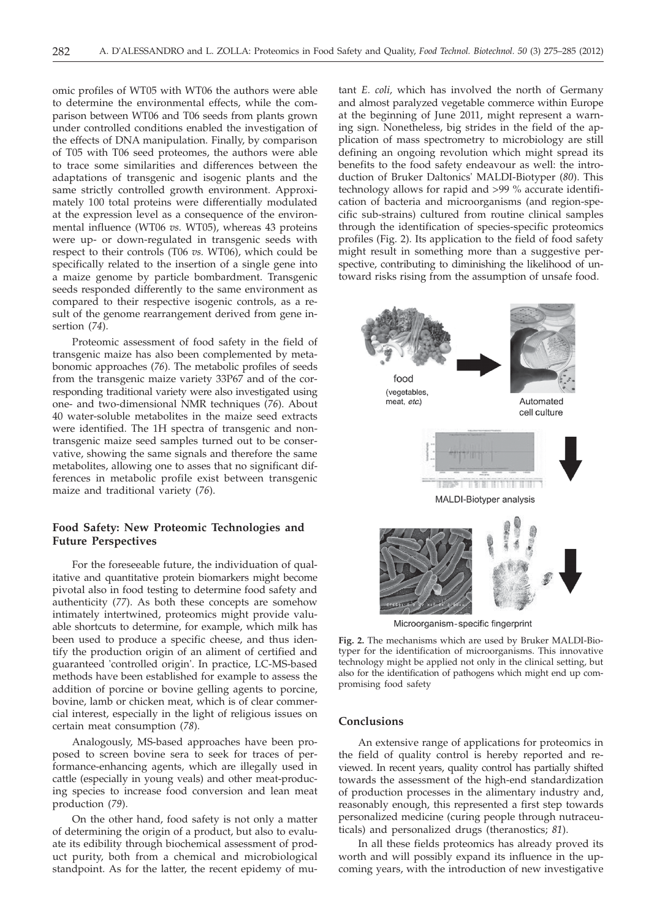omic profiles of WT05 with WT06 the authors were able to determine the environmental effects, while the comparison between WT06 and T06 seeds from plants grown under controlled conditions enabled the investigation of the effects of DNA manipulation. Finally, by comparison of T05 with T06 seed proteomes, the authors were able to trace some similarities and differences between the adaptations of transgenic and isogenic plants and the same strictly controlled growth environment. Approximately 100 total proteins were differentially modulated at the expression level as a consequence of the environmental influence (WT06 *vs.* WT05), whereas 43 proteins were up- or down-regulated in transgenic seeds with respect to their controls (T06 *vs.* WT06), which could be specifically related to the insertion of a single gene into a maize genome by particle bombardment. Transgenic seeds responded differently to the same environment as compared to their respective isogenic controls, as a result of the genome rearrangement derived from gene insertion (*74*).

Proteomic assessment of food safety in the field of transgenic maize has also been complemented by metabonomic approaches (*76*). The metabolic profiles of seeds from the transgenic maize variety 33P67 and of the corresponding traditional variety were also investigated using one- and two-dimensional NMR techniques (*76*). About 40 water-soluble metabolites in the maize seed extracts were identified. The 1H spectra of transgenic and nontransgenic maize seed samples turned out to be conservative, showing the same signals and therefore the same metabolites, allowing one to asses that no significant differences in metabolic profile exist between transgenic maize and traditional variety (*76*).

## Food Safety: New Proteomic Technologies and Future Perspectives

For the foreseeable future, the individuation of qualitative and quantitative protein biomarkers might become pivotal also in food testing to determine food safety and authenticity (*77*). As both these concepts are somehow intimately intertwined, proteomics might provide valuable shortcuts to determine, for example, which milk has been used to produce a specific cheese, and thus identify the production origin of an aliment of certified and guaranteed 'controlled origin'. In practice, LC-MS-based methods have been established for example to assess the addition of porcine or bovine gelling agents to porcine, bovine, lamb or chicken meat, which is of clear commercial interest, especially in the light of religious issues on certain meat consumption (*78*).

Analogously, MS-based approaches have been proposed to screen bovine sera to seek for traces of performance-enhancing agents, which are illegally used in cattle (especially in young veals) and other meat-producing species to increase food conversion and lean meat production (*79*).

On the other hand, food safety is not only a matter of determining the origin of a product, but also to evaluate its edibility through biochemical assessment of product purity, both from a chemical and microbiological standpoint. As for the latter, the recent epidemy of mutant *E. coli*, which has involved the north of Germany and almost paralyzed vegetable commerce within Europe at the beginning of June 2011, might represent a warning sign. Nonetheless, big strides in the field of the application of mass spectrometry to microbiology are still defining an ongoing revolution which might spread its benefits to the food safety endeavour as well: the introduction of Bruker Daltonics' MALDI-Biotyper (*80*). This technology allows for rapid and >99 % accurate identification of bacteria and microorganisms (and region-specific sub-strains) cultured from routine clinical samples through the identification of species-specific proteomics profiles (Fig. 2). Its application to the field of food safety might result in something more than a suggestive perspective, contributing to diminishing the likelihood of untoward risks rising from the assumption of unsafe food.

food (vegetables, meat, *etc.*)

Automated cell culture

MALDI-Biotyper analysis

Microorganism-specific fingerprint

**Fig. 2.** The mechanisms which are used by Bruker MALDI-Biotyper for the identification of microorganisms. This innovative technology might be applied not only in the clinical setting, but also for the identification of pathogens which might end up compromising food safety

## Conclusions

An extensive range of applications for proteomics in the field of quality control is hereby reported and reviewed. In recent years, quality control has partially shifted towards the assessment of the high-end standardization of production processes in the alimentary industry and, reasonably enough, this represented a first step towards personalized medicine (curing people through nutraceuticals) and personalized drugs (theranostics; *81*).

In all these fields proteomics has already proved its worth and will possibly expand its influence in the upcoming years, with the introduction of new investigative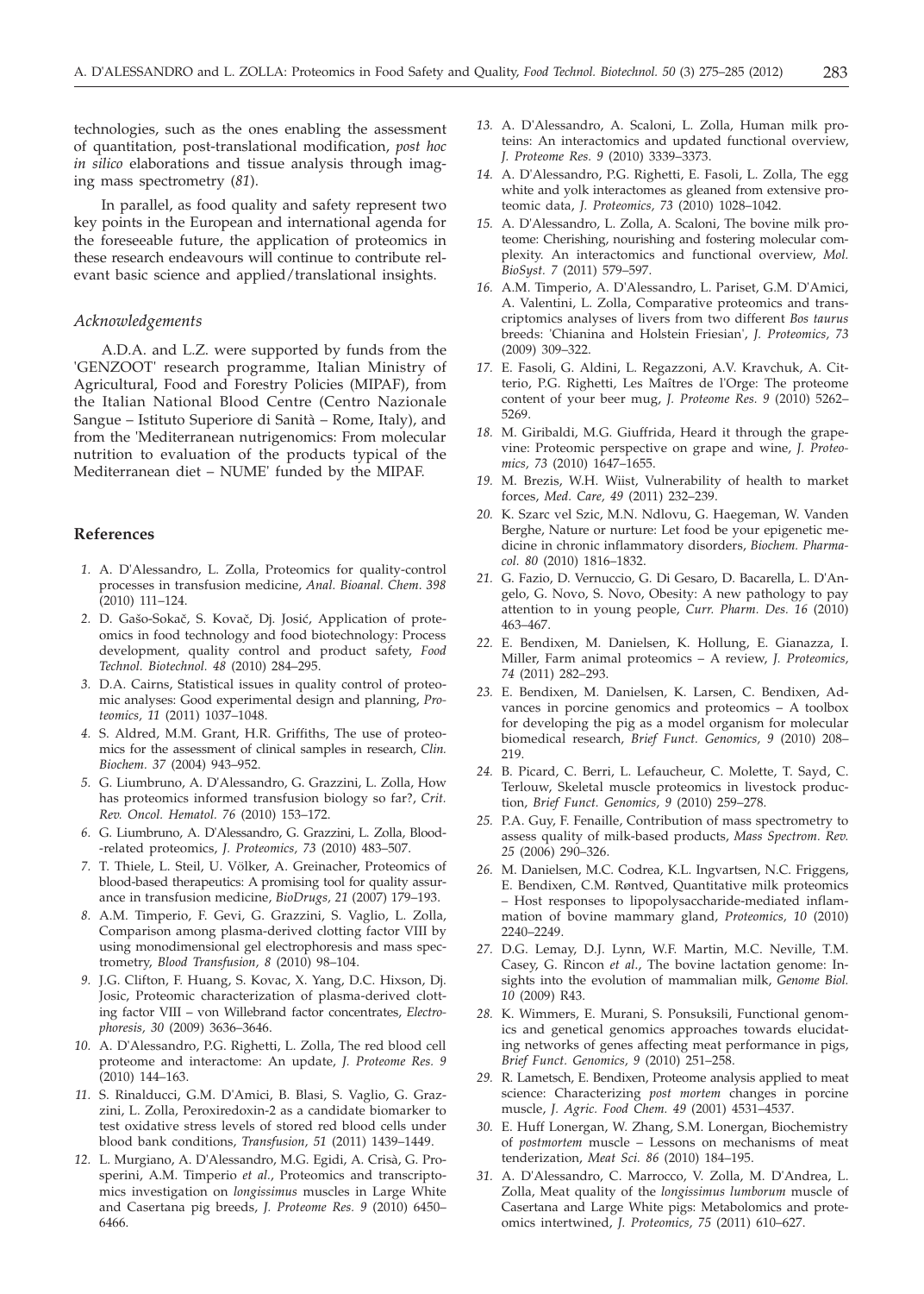technologies, such as the ones enabling the assessment of quantitation, post-translational modification, *post hoc in silico* elaborations and tissue analysis through imaging mass spectrometry (*81*).

In parallel, as food quality and safety represent two key points in the European and international agenda for the foreseeable future, the application of proteomics in these research endeavours will continue to contribute relevant basic science and applied/translational insights.

## Acknowledgements

A.D.A. and L.Z. were supported by funds from the 'GENZOOT' research programme, Italian Ministry of Agricultural, Food and Forestry Policies (MIPAF), from the Italian National Blood Centre (Centro Nazionale Sangue – Istituto Superiore di Sanità – Rome, Italy), and from the 'Mediterranean nutrigenomics: From molecular nutrition to evaluation of the products typical of the Mediterranean diet – NUME' funded by the MIPAF.

## References

*1.* A. D'Alessandro, L. Zolla, Proteomics for quality-control processes in transfusion medicine, *Anal. Bioanal. Chem. 398* (2010) 111–124.

*2.* D. Gašo-Sokač, S. Kovač, Dj. Josić, Application of proteomics in food technology and food biotechnology: Process development, quality control and product safety, *Food Technol. Biotechnol. 48* (2010) 284–295.

*3.* D.A. Cairns, Statistical issues in quality control of proteomic analyses: Good experimental design and planning, *Proteomics, 11* (2011) 1037–1048.

*4.* S. Aldred, M.M. Grant, H.R. Griffiths, The use of proteomics for the assessment of clinical samples in research, *Clin. Biochem. 37* (2004) 943–952.

*5.* G. Liumbruno, A. D'Alessandro, G. Grazzini, L. Zolla, How has proteomics informed transfusion biology so far?, *Crit. Rev. Oncol. Hematol. 76* (2010) 153–172.

*6.* G. Liumbruno, A. D'Alessandro, G. Grazzini, L. Zolla, Blood-related proteomics, *J. Proteomics, 73* (2010) 483–507.

*7.* T. Thiele, L. Steil, U. Völker, A. Greinacher, Proteomics of blood-based therapeutics: A promising tool for quality assurance in transfusion medicine, *BioDrugs, 21* (2007) 179–193.

*8.* A.M. Timperio, F. Gevi, G. Grazzini, S. Vaglio, L. Zolla, Comparison among plasma-derived clotting factor VIII by using monodimensional gel electrophoresis and mass spectrometry, *Blood Transfusion, 8* (2010) 98–104.

*9.* J.G. Clifton, F. Huang, S. Kovac, X. Yang, D.C. Hixson, Dj. Josic, Proteomic characterization of plasma-derived clotting factor VIII – von Willebrand factor concentrates, *Electrophoresis, 30* (2009) 3636–3646.

*10.* A. D'Alessandro, P.G. Righetti, L. Zolla, The red blood cell proteome and interactome: An update, *J. Proteome Res. 9* (2010) 144–163.

*11.* S. Rinalducci, G.M. D'Amici, B. Blasi, S. Vaglio, G. Grazzini, L. Zolla, Peroxiredoxin-2 as a candidate biomarker to test oxidative stress levels of stored red blood cells under blood bank conditions, *Transfusion, 51* (2011) 1439–1449.

*12.* L. Murgiano, A. D'Alessandro, M.G. Egidi, A. Crisà, G. Prosperini, A.M. Timperio *et al.*, Proteomics and transcriptomics investigation on *longissimus* muscles in Large White and Casertana pig breeds, *J. Proteome Res. 9* (2010) 6450–6466.

*13.* A. D'Alessandro, A. Scaloni, L. Zolla, Human milk proteins: An interactomics and updated functional overview, *J. Proteome Res. 9* (2010) 3339–3373.

*14.* A. D'Alessandro, P.G. Righetti, E. Fasoli, L. Zolla, The egg white and yolk interactomes as gleaned from extensive proteomic data, *J. Proteomics, 73* (2010) 1028–1042.

*15.* A. D'Alessandro, L. Zolla, A. Scaloni, The bovine milk proteome: Cherishing, nourishing and fostering molecular complexity. An interactomics and functional overview, *Mol. BioSyst. 7* (2011) 579–597.

*16.* A.M. Timperio, A. D'Alessandro, L. Pariset, G.M. D'Amici, A. Valentini, L. Zolla, Comparative proteomics and transcriptomics analyses of livers from two different *Bos taurus* breeds: 'Chianina and Holstein Friesian', *J. Proteomics, 73* (2009) 309–322.

*17.* E. Fasoli, G. Aldini, L. Regazzoni, A.V. Kravchuk, A. Citterio, P.G. Righetti, Les Maîtres de l'Orge: The proteome content of your beer mug, *J. Proteome Res. 9* (2010) 5262–5269.

*18.* M. Giribaldi, M.G. Giuffrida, Heard it through the grapevine: Proteomic perspective on grape and wine, *J. Proteomics, 73* (2010) 1647–1655.

*19.* M. Brezis, W.H. Wiist, Vulnerability of health to market forces, *Med. Care, 49* (2011) 232–239.

*20.* K. Szarc vel Szic, M.N. Ndlovu, G. Haegeman, W. Vanden Berghe, Nature or nurture: Let food be your epigenetic medicine in chronic inflammatory disorders, *Biochem. Pharmacol. 80* (2010) 1816–1832.

*21.* G. Fazio, D. Vernuccio, G. Di Gesaro, D. Bacarella, L. D'Angelo, G. Novo, S. Novo, Obesity: A new pathology to pay attention to in young people, *Curr. Pharm. Des. 16* (2010) 463–467.

*22.* E. Bendixen, M. Danielsen, K. Hollung, E. Gianazza, I. Miller, Farm animal proteomics – A review, *J. Proteomics, 74* (2011) 282–293.

*23.* E. Bendixen, M. Danielsen, K. Larsen, C. Bendixen, Advances in porcine genomics and proteomics – A toolbox for developing the pig as a model organism for molecular biomedical research, *Brief Funct. Genomics, 9* (2010) 208–219.

*24.* B. Picard, C. Berri, L. Lefaucheur, C. Molette, T. Sayd, C. Terlouw, Skeletal muscle proteomics in livestock production, *Brief Funct. Genomics, 9* (2010) 259–278.

*25.* P.A. Guy, F. Fenaille, Contribution of mass spectrometry to assess quality of milk-based products, *Mass Spectrom. Rev. 25* (2006) 290–326.

*26.* M. Danielsen, M.C. Codrea, K.L. Ingvartsen, N.C. Friggens, E. Bendixen, C.M. Røntved, Quantitative milk proteomics – Host responses to lipopolysaccharide-mediated inflammation of bovine mammary gland, *Proteomics, 10* (2010) 2240–2249.

*27.* D.G. Lemay, D.J. Lynn, W.F. Martin, M.C. Neville, T.M. Casey, G. Rincon *et al.*, The bovine lactation genome: Insights into the evolution of mammalian milk, *Genome Biol. 10* (2009) R43.

*28.* K. Wimmers, E. Murani, S. Ponsuksili, Functional genomics and genetical genomics approaches towards elucidating networks of genes affecting meat performance in pigs, *Brief Funct. Genomics, 9* (2010) 251–258.

*29.* R. Lametsch, E. Bendixen, Proteome analysis applied to meat science: Characterizing *post mortem* changes in porcine muscle, *J. Agric. Food Chem. 49* (2001) 4531–4537.

*30.* E. Huff Lonergan, W. Zhang, S.M. Lonergan, Biochemistry of *postmortem* muscle – Lessons on mechanisms of meat tenderization, *Meat Sci. 86* (2010) 184–195.

*31.* A. D'Alessandro, C. Marrocco, V. Zolla, M. D'Andrea, L. Zolla, Meat quality of the *longissimus lumborum* muscle of Casertana and Large White pigs: Metabolomics and proteomics intertwined, *J. Proteomics, 75* (2011) 610–627.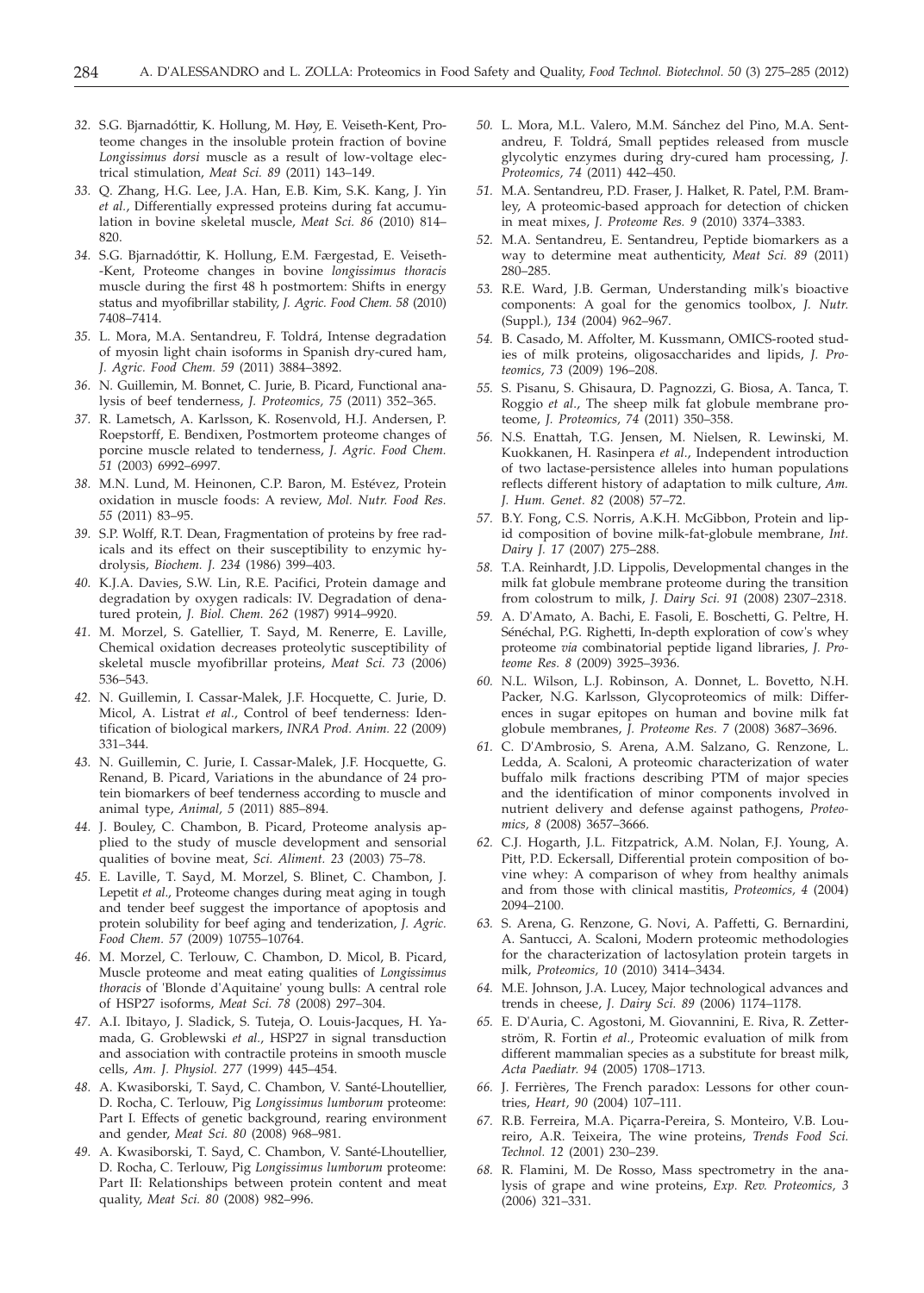*32.* S.G. Bjarnadóttir, K. Hollung, M. Høy, E. Veiseth-Kent, Proteome changes in the insoluble protein fraction of bovine *Longissimus dorsi* muscle as a result of low-voltage electrical stimulation, *Meat Sci. 89* (2011) 143–149.

*33.* Q. Zhang, H.G. Lee, J.A. Han, E.B. Kim, S.K. Kang, J. Yin *et al.*, Differentially expressed proteins during fat accumulation in bovine skeletal muscle, *Meat Sci. 86* (2010) 814–820.

*34.* S.G. Bjarnadóttir, K. Hollung, E.M. Færgestad, E. Veiseth-Kent, Proteome changes in bovine *longissimus thoracis* muscle during the first 48 h postmortem: Shifts in energy status and myofibrillar stability, *J. Agric. Food Chem. 58* (2010) 7408–7414.

*35.* L. Mora, M.A. Sentandreu, F. Toldrá, Intense degradation of myosin light chain isoforms in Spanish dry-cured ham, *J. Agric. Food Chem. 59* (2011) 3884–3892.

*36.* N. Guillemin, M. Bonnet, C. Jurie, B. Picard, Functional analysis of beef tenderness, *J. Proteomics, 75* (2011) 352–365.

*37.* R. Lametsch, A. Karlsson, K. Rosenvold, H.J. Andersen, P. Roepstorff, E. Bendixen, Postmortem proteome changes of porcine muscle related to tenderness, *J. Agric. Food Chem. 51* (2003) 6992–6997.

*38.* M.N. Lund, M. Heinonen, C.P. Baron, M. Estévez, Protein oxidation in muscle foods: A review, *Mol. Nutr. Food Res. 55* (2011) 83–95.

*39.* S.P. Wolff, R.T. Dean, Fragmentation of proteins by free radicals and its effect on their susceptibility to enzymic hydrolysis, *Biochem. J. 234* (1986) 399–403.

*40.* K.J.A. Davies, S.W. Lin, R.E. Pacifici, Protein damage and degradation by oxygen radicals: IV. Degradation of denatured protein, *J. Biol. Chem. 262* (1987) 9914–9920.

*41.* M. Morzel, S. Gatellier, T. Sayd, M. Renerre, E. Laville, Chemical oxidation decreases proteolytic susceptibility of skeletal muscle myofibrillar proteins, *Meat Sci. 73* (2006) 536–543.

*42.* N. Guillemin, I. Cassar-Malek, J.F. Hocquette, C. Jurie, D. Micol, A. Listrat *et al.*, Control of beef tenderness: Identification of biological markers, *INRA Prod. Anim. 22* (2009) 331–344.

*43.* N. Guillemin, C. Jurie, I. Cassar-Malek, J.F. Hocquette, G. Renand, B. Picard, Variations in the abundance of 24 protein biomarkers of beef tenderness according to muscle and animal type, *Animal, 5* (2011) 885–894.

*44.* J. Bouley, C. Chambon, B. Picard, Proteome analysis applied to the study of muscle development and sensorial qualities of bovine meat, *Sci. Aliment. 23* (2003) 75–78.

*45.* E. Laville, T. Sayd, M. Morzel, S. Blinet, C. Chambon, J. Lepetit *et al.*, Proteome changes during meat aging in tough and tender beef suggest the importance of apoptosis and protein solubility for beef aging and tenderization, *J. Agric. Food Chem. 57* (2009) 10755–10764.

*46.* M. Morzel, C. Terlouw, C. Chambon, D. Micol, B. Picard, Muscle proteome and meat eating qualities of *Longissimus thoracis* of 'Blonde d'Aquitaine' young bulls: A central role of HSP27 isoforms, *Meat Sci. 78* (2008) 297–304.

*47.* A.I. Ibitayo, J. Sladick, S. Tuteja, O. Louis-Jacques, H. Yamada, G. Groblewski *et al.*, HSP27 in signal transduction and association with contractile proteins in smooth muscle cells, *Am. J. Physiol. 277* (1999) 445–454.

*48.* A. Kwasiborski, T. Sayd, C. Chambon, V. Santé-Lhoutellier, D. Rocha, C. Terlouw, Pig *Longissimus lumborum* proteome: Part I. Effects of genetic background, rearing environment and gender, *Meat Sci. 80* (2008) 968–981.

*49.* A. Kwasiborski, T. Sayd, C. Chambon, V. Santé-Lhoutellier, D. Rocha, C. Terlouw, Pig *Longissimus lumborum* proteome: Part II: Relationships between protein content and meat quality, *Meat Sci. 80* (2008) 982–996.

*50.* L. Mora, M.L. Valero, M.M. Sánchez del Pino, M.A. Sentandreu, F. Toldrá, Small peptides released from muscle glycolytic enzymes during dry-cured ham processing, *J. Proteomics, 74* (2011) 442–450.

*51.* M.A. Sentandreu, P.D. Fraser, J. Halket, R. Patel, P.M. Bramley, A proteomic-based approach for detection of chicken in meat mixes, *J. Proteome Res. 9* (2010) 3374–3383.

*52.* M.A. Sentandreu, E. Sentandreu, Peptide biomarkers as a way to determine meat authenticity, *Meat Sci. 89* (2011) 280–285.

*53.* R.E. Ward, J.B. German, Understanding milk's bioactive components: A goal for the genomics toolbox, *J. Nutr.* (Suppl.)*, 134* (2004) 962–967.

*54.* B. Casado, M. Affolter, M. Kussmann, OMICS-rooted studies of milk proteins, oligosaccharides and lipids, *J. Proteomics, 73* (2009) 196–208.

*55.* S. Pisanu, S. Ghisaura, D. Pagnozzi, G. Biosa, A. Tanca, T. Roggio *et al.*, The sheep milk fat globule membrane proteome, *J. Proteomics, 74* (2011) 350–358.

*56.* N.S. Enattah, T.G. Jensen, M. Nielsen, R. Lewinski, M. Kuokkanen, H. Rasinpera *et al.*, Independent introduction of two lactase-persistence alleles into human populations reflects different history of adaptation to milk culture, *Am. J. Hum. Genet. 82* (2008) 57–72.

*57.* B.Y. Fong, C.S. Norris, A.K.H. McGibbon, Protein and lipid composition of bovine milk-fat-globule membrane, *Int. Dairy J. 17* (2007) 275–288.

*58.* T.A. Reinhardt, J.D. Lippolis, Developmental changes in the milk fat globule membrane proteome during the transition from colostrum to milk, *J. Dairy Sci. 91* (2008) 2307–2318.

*59.* A. D'Amato, A. Bachi, E. Fasoli, E. Boschetti, G. Peltre, H. Sénéchal, P.G. Righetti, In-depth exploration of cow's whey proteome *via* combinatorial peptide ligand libraries, *J. Proteome Res. 8* (2009) 3925–3936.

*60.* N.L. Wilson, L.J. Robinson, A. Donnet, L. Bovetto, N.H. Packer, N.G. Karlsson, Glycoproteomics of milk: Differences in sugar epitopes on human and bovine milk fat globule membranes, *J. Proteome Res. 7* (2008) 3687–3696.

*61.* C. D'Ambrosio, S. Arena, A.M. Salzano, G. Renzone, L. Ledda, A. Scaloni, A proteomic characterization of water buffalo milk fractions describing PTM of major species and the identification of minor components involved in nutrient delivery and defense against pathogens, *Proteomics, 8* (2008) 3657–3666.

*62.* C.J. Hogarth, J.L. Fitzpatrick, A.M. Nolan, F.J. Young, A. Pitt, P.D. Eckersall, Differential protein composition of bovine whey: A comparison of whey from healthy animals and from those with clinical mastitis, *Proteomics, 4* (2004) 2094–2100.

*63.* S. Arena, G. Renzone, G. Novi, A. Paffetti, G. Bernardini, A. Santucci, A. Scaloni, Modern proteomic methodologies for the characterization of lactosylation protein targets in milk, *Proteomics, 10* (2010) 3414–3434.

*64.* M.E. Johnson, J.A. Lucey, Major technological advances and trends in cheese, *J. Dairy Sci. 89* (2006) 1174–1178.

*65.* E. D'Auria, C. Agostoni, M. Giovannini, E. Riva, R. Zetterström, R. Fortin *et al.*, Proteomic evaluation of milk from different mammalian species as a substitute for breast milk, *Acta Paediatr. 94* (2005) 1708–1713.

*66.* J. Ferrières, The French paradox: Lessons for other countries, *Heart, 90* (2004) 107–111.

*67.* R.B. Ferreira, M.A. Piçarra-Pereira, S. Monteiro, V.B. Loureiro, A.R. Teixeira, The wine proteins, *Trends Food Sci. Technol. 12* (2001) 230–239.

*68.* R. Flamini, M. De Rosso, Mass spectrometry in the analysis of grape and wine proteins, *Exp. Rev. Proteomics, 3* (2006) 321–331.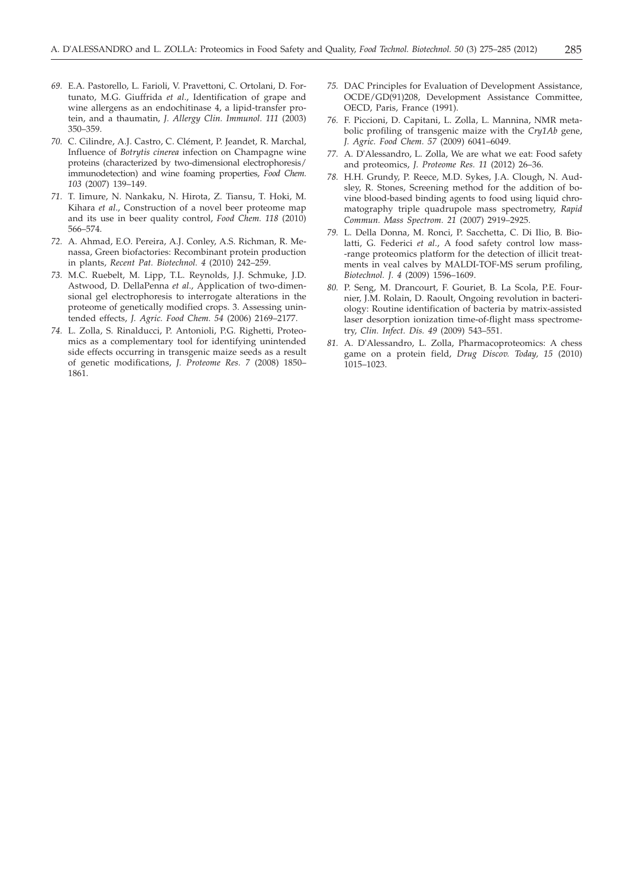*69.* E.A. Pastorello, L. Farioli, V. Pravettoni, C. Ortolani, D. Fortunato, M.G. Giuffrida *et al.*, Identification of grape and wine allergens as an endochitinase 4, a lipid-transfer protein, and a thaumatin, *J. Allergy Clin. Immunol. 111* (2003) 350–359.

*70.* C. Cilindre, A.J. Castro, C. Clément, P. Jeandet, R. Marchal, Influence of *Botrytis cinerea* infection on Champagne wine proteins (characterized by two-dimensional electrophoresis/immunodetection) and wine foaming properties, *Food Chem. 103* (2007) 139–149.

*71.* T. Iimure, N. Nankaku, N. Hirota, Z. Tiansu, T. Hoki, M. Kihara *et al.*, Construction of a novel beer proteome map and its use in beer quality control, *Food Chem. 118* (2010) 566–574.

*72.* A. Ahmad, E.O. Pereira, A.J. Conley, A.S. Richman, R. Menassa, Green biofactories: Recombinant protein production in plants, *Recent Pat. Biotechnol. 4* (2010) 242–259.

*73.* M.C. Ruebelt, M. Lipp, T.L. Reynolds, J.J. Schmuke, J.D. Astwood, D. DellaPenna *et al.*, Application of two-dimensional gel electrophoresis to interrogate alterations in the proteome of genetically modified crops. 3. Assessing unintended effects, *J. Agric. Food Chem. 54* (2006) 2169–2177.

*74.* L. Zolla, S. Rinalducci, P. Antonioli, P.G. Righetti, Proteomics as a complementary tool for identifying unintended side effects occurring in transgenic maize seeds as a result of genetic modifications, *J. Proteome Res. 7* (2008) 1850–1861.

*75.* DAC Principles for Evaluation of Development Assistance, OCDE/GD(91)208, Development Assistance Committee, OECD, Paris, France (1991).

*76.* F. Piccioni, D. Capitani, L. Zolla, L. Mannina, NMR metabolic profiling of transgenic maize with the *Cry1Ab* gene, *J. Agric. Food Chem. 57* (2009) 6041–6049.

*77.* A. D'Alessandro, L. Zolla, We are what we eat: Food safety and proteomics, *J. Proteome Res. 11* (2012) 26–36.

*78.* H.H. Grundy, P. Reece, M.D. Sykes, J.A. Clough, N. Audsley, R. Stones, Screening method for the addition of bovine blood-based binding agents to food using liquid chromatography triple quadrupole mass spectrometry, *Rapid Commun. Mass Spectrom. 21* (2007) 2919–2925.

*79.* L. Della Donna, M. Ronci, P. Sacchetta, C. Di Ilio, B. Biolatti, G. Federici *et al.*, A food safety control low mass-range proteomics platform for the detection of illicit treatments in veal calves by MALDI-TOF-MS serum profiling, *Biotechnol. J. 4* (2009) 1596–1609.

*80.* P. Seng, M. Drancourt, F. Gouriet, B. La Scola, P.E. Fournier, J.M. Rolain, D. Raoult, Ongoing revolution in bacteriology: Routine identification of bacteria by matrix-assisted laser desorption ionization time-of-flight mass spectrometry, *Clin. Infect. Dis. 49* (2009) 543–551.

*81.* A. D'Alessandro, L. Zolla, Pharmacoproteomics: A chess game on a protein field, *Drug Discov. Today, 15* (2010) 1015–1023.